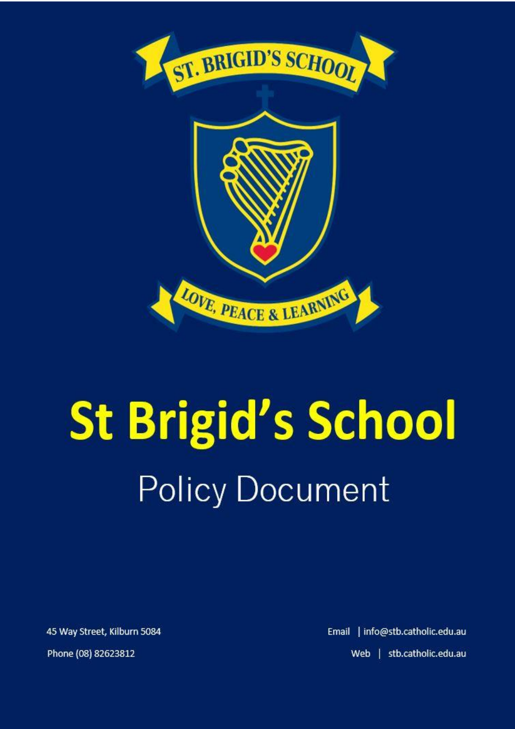# St Brigid's School

## Policy Document

45 Way Street, Kilburn 5084

Phone (08) 82623812

Email | info@stb.catholic.edu.au

Web | stb.catholic.edu.au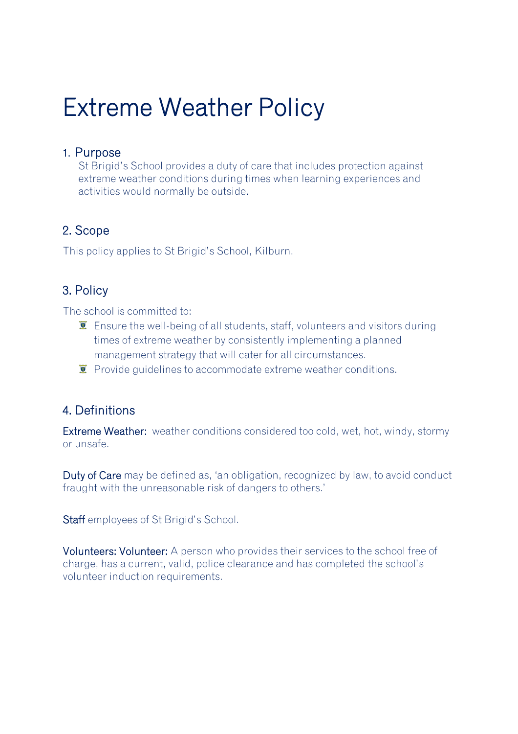# Extreme Weather Policy

## 1. Purpose

St Brigid's School provides a duty of care that includes protection against extreme weather conditions during times when learning experiences and activities would normally be outside.

## 2. Scope

This policy applies to St Brigid's School, Kilburn.

## 3. Policy

The school is committed to:

- Ensure the well-being of all students, staff, volunteers and visitors during times of extreme weather by consistently implementing a planned management strategy that will cater for all circumstances.
- Provide guidelines to accommodate extreme weather conditions.

## 4. Definitions

**Extreme Weather:** weather conditions considered too cold, wet, hot, windy, stormy or unsafe.

**Duty of Care** may be defined as, 'an obligation, recognized by law, to avoid conduct fraught with the unreasonable risk of dangers to others.'

**Staff** employees of St Brigid's School.

**Volunteers: Volunteer:** A person who provides their services to the school free of charge, has a current, valid, police clearance and has completed the school's volunteer induction requirements.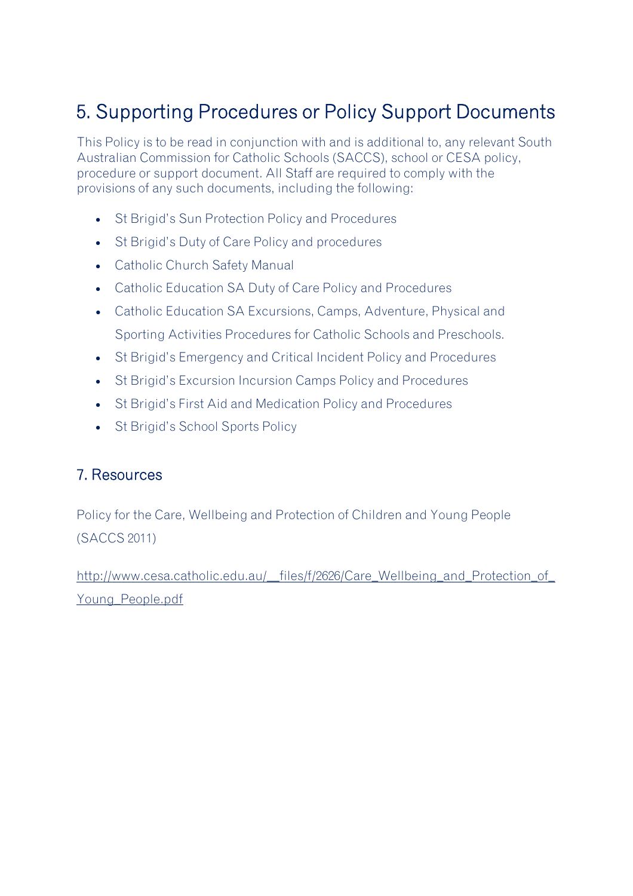# 5. Supporting Procedures or Policy Support Documents

This Policy is to be read in conjunction with and is additional to, any relevant South Australian Commission for Catholic Schools (SACCS), school or CESA policy, procedure or support document. All Staff are required to comply with the provisions of any such documents, including the following:

- St Brigid's Sun Protection Policy and Procedures
- St Brigid's Duty of Care Policy and procedures
- Catholic Church Safety Manual
- Catholic Education SA Duty of Care Policy and Procedures
- Catholic Education SA Excursions, Camps, Adventure, Physical and Sporting Activities Procedures for Catholic Schools and Preschools.
- St Brigid's Emergency and Critical Incident Policy and Procedures
- St Brigid's Excursion Incursion Camps Policy and Procedures
- St Brigid's First Aid and Medication Policy and Procedures
- St Brigid's School Sports Policy

## 7. Resources

Policy for the Care, Wellbeing and Protection of Children and Young People (SACCS 2011)

http://www.cesa.catholic.edu.au/__files/f/2626/Care_Wellbeing_and_Protection_of_Young_People.pdf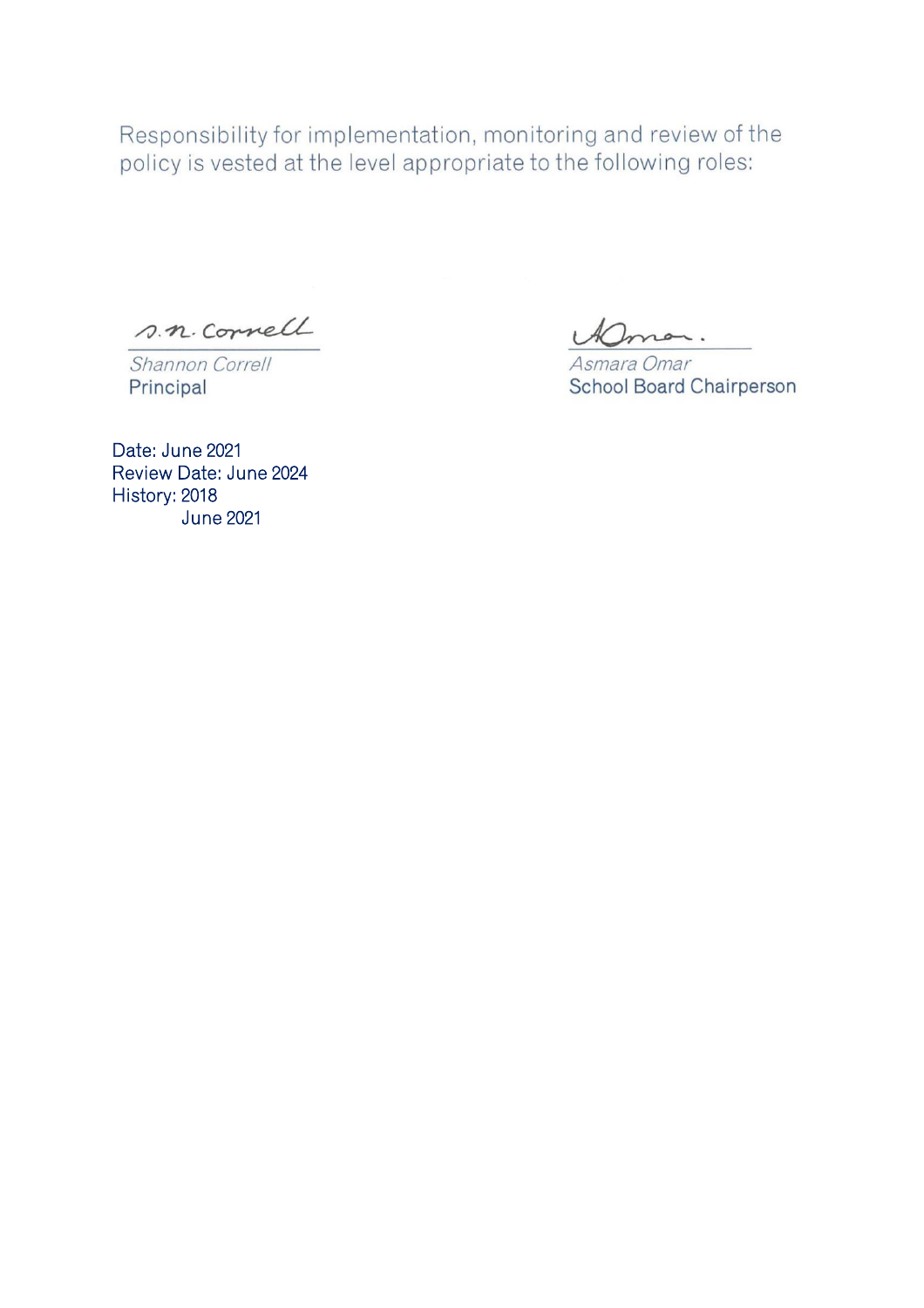Responsibility for implementation, monitoring and review of the policy is vested at the level appropriate to the following roles:

s.n. Cornell

*Shannon Correll*
Principal

AOmar.

*Asmara Omar*
School Board Chairperson

Date: June 2021
Review Date: June 2024
History: 2018
June 2021